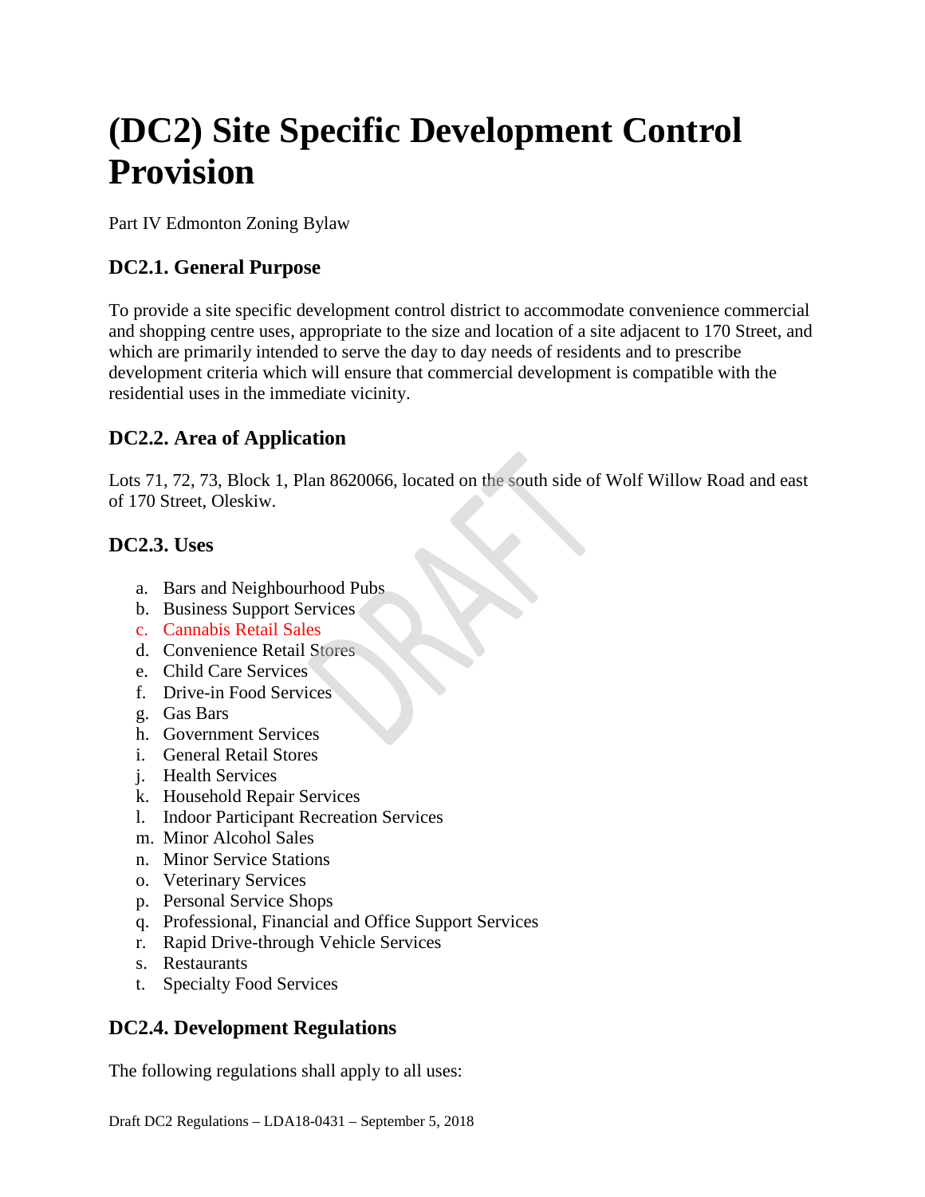# (DC2) Site Specific Development Control Provision

Part IV Edmonton Zoning Bylaw

## DC2.1. General Purpose

To provide a site specific development control district to accommodate convenience commercial and shopping centre uses, appropriate to the size and location of a site adjacent to 170 Street, and which are primarily intended to serve the day to day needs of residents and to prescribe development criteria which will ensure that commercial development is compatible with the residential uses in the immediate vicinity.

## DC2.2. Area of Application

Lots 71, 72, 73, Block 1, Plan 8620066, located on the south side of Wolf Willow Road and east of 170 Street, Oleskiw.

## DC2.3. Uses

a. Bars and Neighbourhood Pubs
b. Business Support Services
c. Cannabis Retail Sales
d. Convenience Retail Stores
e. Child Care Services
f. Drive-in Food Services
g. Gas Bars
h. Government Services
i. General Retail Stores
j. Health Services
k. Household Repair Services
l. Indoor Participant Recreation Services
m. Minor Alcohol Sales
n. Minor Service Stations
o. Veterinary Services
p. Personal Service Shops
q. Professional, Financial and Office Support Services
r. Rapid Drive-through Vehicle Services
s. Restaurants
t. Specialty Food Services

## DC2.4. Development Regulations

The following regulations shall apply to all uses: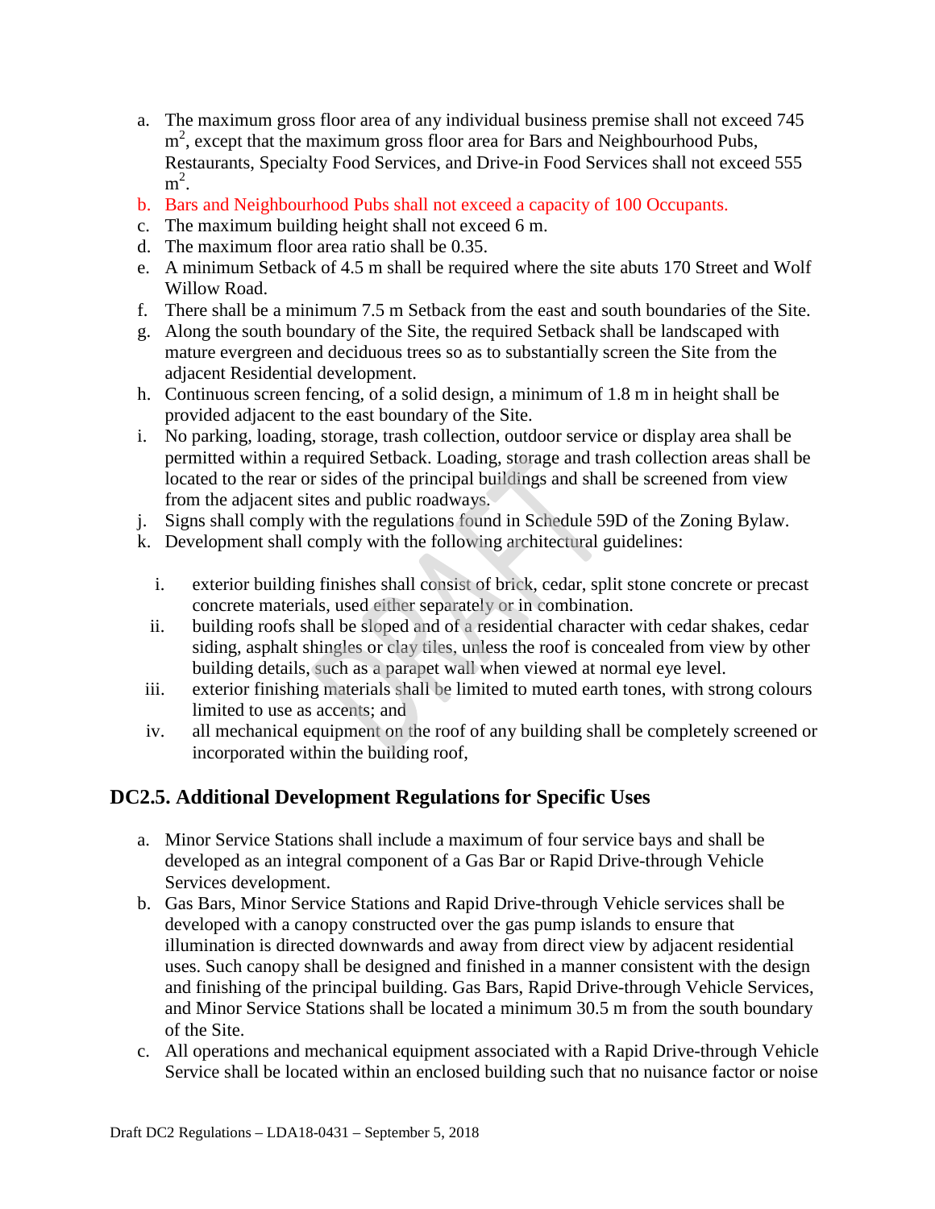a. The maximum gross floor area of any individual business premise shall not exceed 745 $m^2$, except that the maximum gross floor area for Bars and Neighbourhood Pubs, Restaurants, Specialty Food Services, and Drive-in Food Services shall not exceed 555 $m^2$.
b. Bars and Neighbourhood Pubs shall not exceed a capacity of 100 Occupants.
c. The maximum building height shall not exceed 6 m.
d. The maximum floor area ratio shall be 0.35.
e. A minimum Setback of 4.5 m shall be required where the site abuts 170 Street and Wolf Willow Road.
f. There shall be a minimum 7.5 m Setback from the east and south boundaries of the Site.
g. Along the south boundary of the Site, the required Setback shall be landscaped with mature evergreen and deciduous trees so as to substantially screen the Site from the adjacent Residential development.
h. Continuous screen fencing, of a solid design, a minimum of 1.8 m in height shall be provided adjacent to the east boundary of the Site.
i. No parking, loading, storage, trash collection, outdoor service or display area shall be permitted within a required Setback. Loading, storage and trash collection areas shall be located to the rear or sides of the principal buildings and shall be screened from view from the adjacent sites and public roadways.
j. Signs shall comply with the regulations found in Schedule 59D of the Zoning Bylaw.
k. Development shall comply with the following architectural guidelines:

   i. exterior building finishes shall consist of brick, cedar, split stone concrete or precast concrete materials, used either separately or in combination.
   ii. building roofs shall be sloped and of a residential character with cedar shakes, cedar siding, asphalt shingles or clay tiles, unless the roof is concealed from view by other building details, such as a parapet wall when viewed at normal eye level.
   iii. exterior finishing materials shall be limited to muted earth tones, with strong colours limited to use as accents; and
   iv. all mechanical equipment on the roof of any building shall be completely screened or incorporated within the building roof,

## DC2.5. Additional Development Regulations for Specific Uses

a. Minor Service Stations shall include a maximum of four service bays and shall be developed as an integral component of a Gas Bar or Rapid Drive-through Vehicle Services development.
b. Gas Bars, Minor Service Stations and Rapid Drive-through Vehicle services shall be developed with a canopy constructed over the gas pump islands to ensure that illumination is directed downwards and away from direct view by adjacent residential uses. Such canopy shall be designed and finished in a manner consistent with the design and finishing of the principal building. Gas Bars, Rapid Drive-through Vehicle Services, and Minor Service Stations shall be located a minimum 30.5 m from the south boundary of the Site.
c. All operations and mechanical equipment associated with a Rapid Drive-through Vehicle Service shall be located within an enclosed building such that no nuisance factor or noise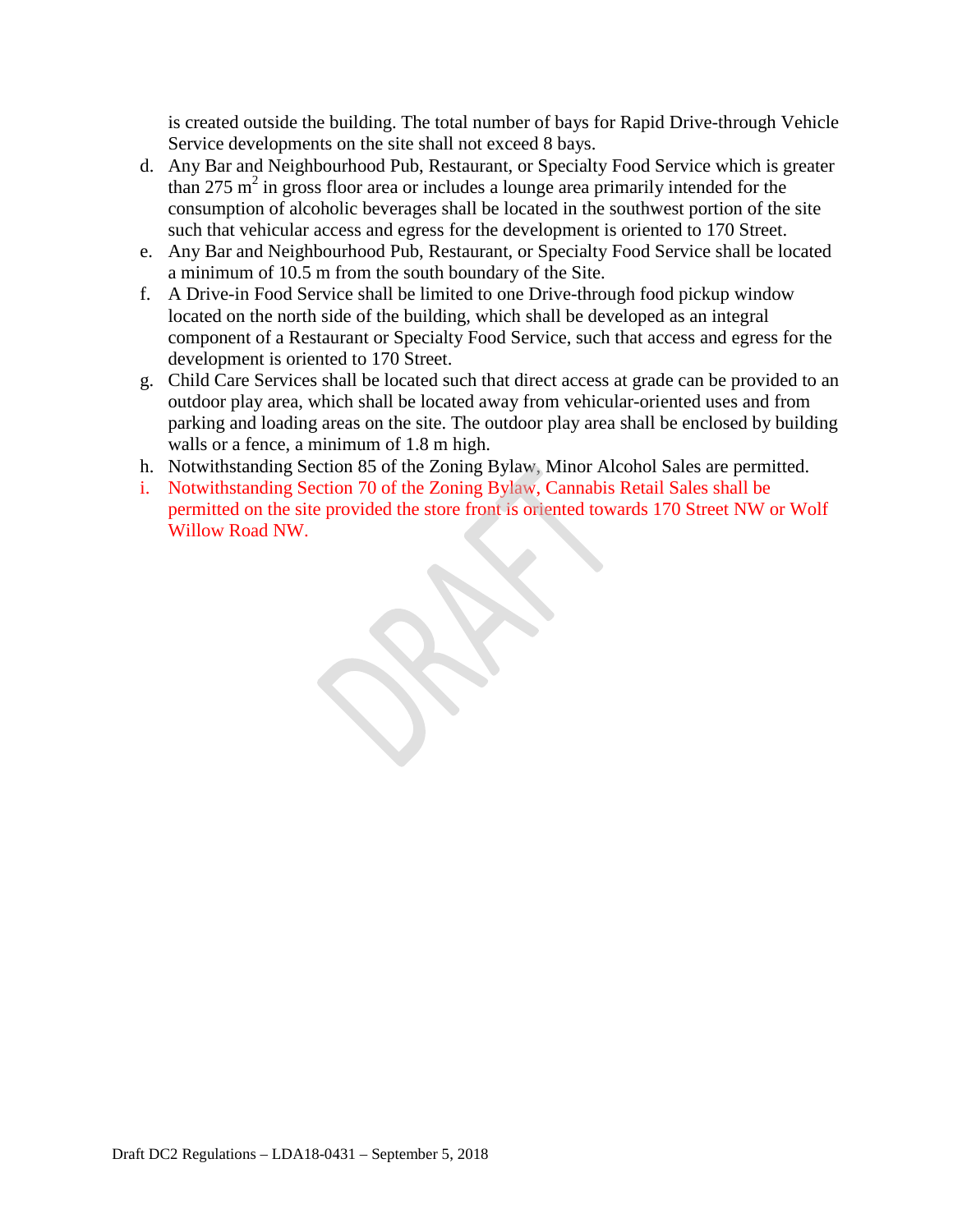is created outside the building. The total number of bays for Rapid Drive-through Vehicle Service developments on the site shall not exceed 8 bays.

d. Any Bar and Neighbourhood Pub, Restaurant, or Specialty Food Service which is greater than 275 $m^2$ in gross floor area or includes a lounge area primarily intended for the consumption of alcoholic beverages shall be located in the southwest portion of the site such that vehicular access and egress for the development is oriented to 170 Street.
e. Any Bar and Neighbourhood Pub, Restaurant, or Specialty Food Service shall be located a minimum of 10.5 m from the south boundary of the Site.
f. A Drive-in Food Service shall be limited to one Drive-through food pickup window located on the north side of the building, which shall be developed as an integral component of a Restaurant or Specialty Food Service, such that access and egress for the development is oriented to 170 Street.
g. Child Care Services shall be located such that direct access at grade can be provided to an outdoor play area, which shall be located away from vehicular-oriented uses and from parking and loading areas on the site. The outdoor play area shall be enclosed by building walls or a fence, a minimum of 1.8 m high.
h. Notwithstanding Section 85 of the Zoning Bylaw, Minor Alcohol Sales are permitted.
i. Notwithstanding Section 70 of the Zoning Bylaw, Cannabis Retail Sales shall be permitted on the site provided the store front is oriented towards 170 Street NW or Wolf Willow Road NW.